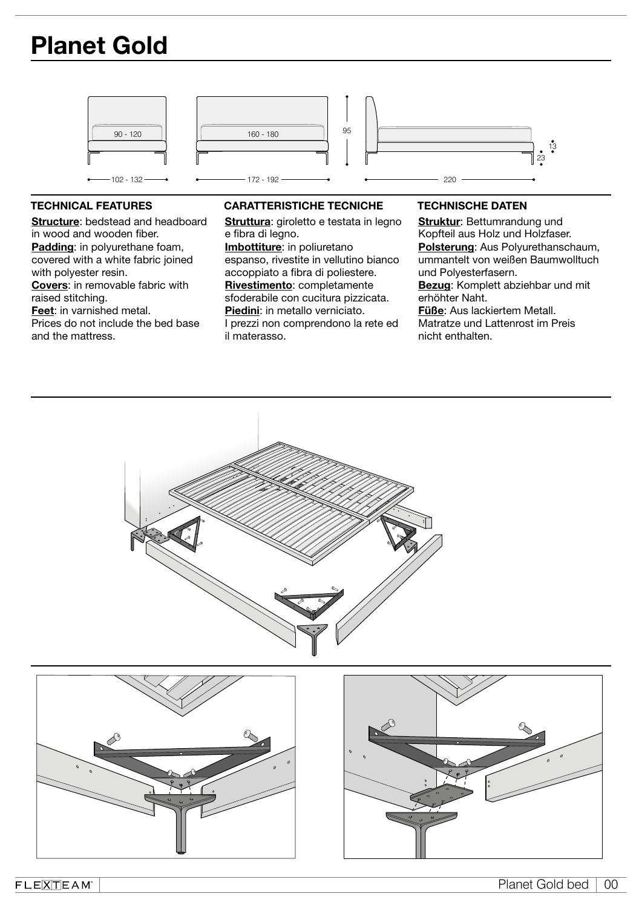# Planet Gold

90 - 120

102 - 132

160 - 180

172 - 192

95

220

13

23

### TECHNICAL FEATURES

**Structure**: bedstead and headboard in wood and wooden fiber.
**Padding**: in polyurethane foam, covered with a white fabric joined with polyester resin.
**Covers**: in removable fabric with raised stitching.
**Feet**: in varnished metal.
Prices do not include the bed base and the mattress.

### CARATTERISTICHE TECNICHE

**Struttura**: giroletto e testata in legno e fibra di legno.
**Imbottiture**: in poliuretano espanso, rivestite in vellutino bianco accoppiato a fibra di poliestere.
**Rivestimento**: completamente sfoderabile con cucitura pizzicata.
**Piedini**: in metallo verniciato.
I prezzi non comprendono la rete ed il materasso.

### TECHNISCHE DATEN

**Struktur**: Bettumrandung und Kopfteil aus Holz und Holzfaser.
**Polsterung**: Aus Polyurethanschaum, ummantelt von weißen Baumwolltuch und Polyesterfasern.
**Bezug**: Komplett abziehbar und mit erhöhter Naht.
**Füße**: Aus lackiertem Metall.
Matratze und Lattenrost im Preis nicht enthalten.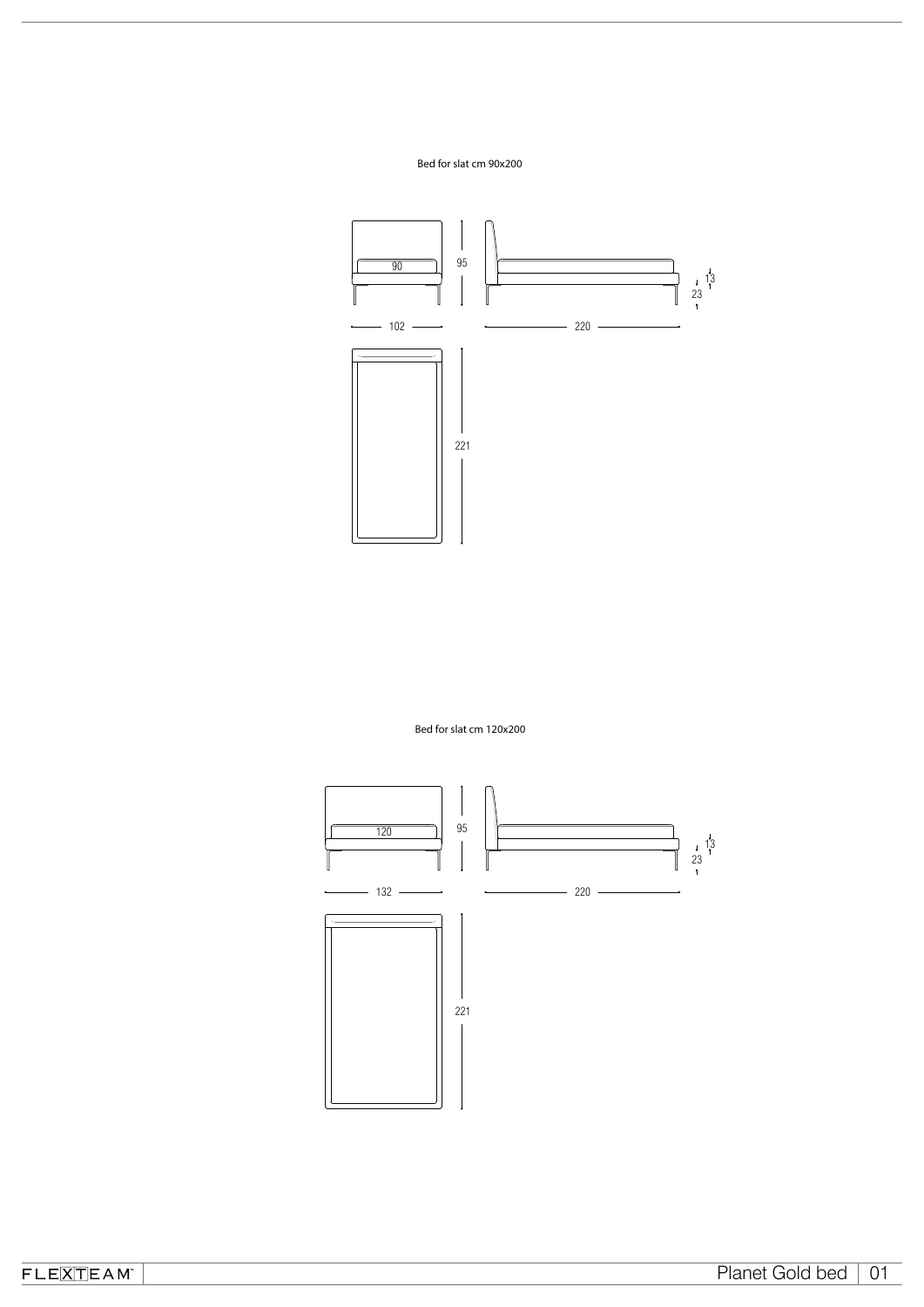Bed for slat cm 90x200

90

95

13

23

102

220

221

Bed for slat cm 120x200

120

95

13

23

132

220

221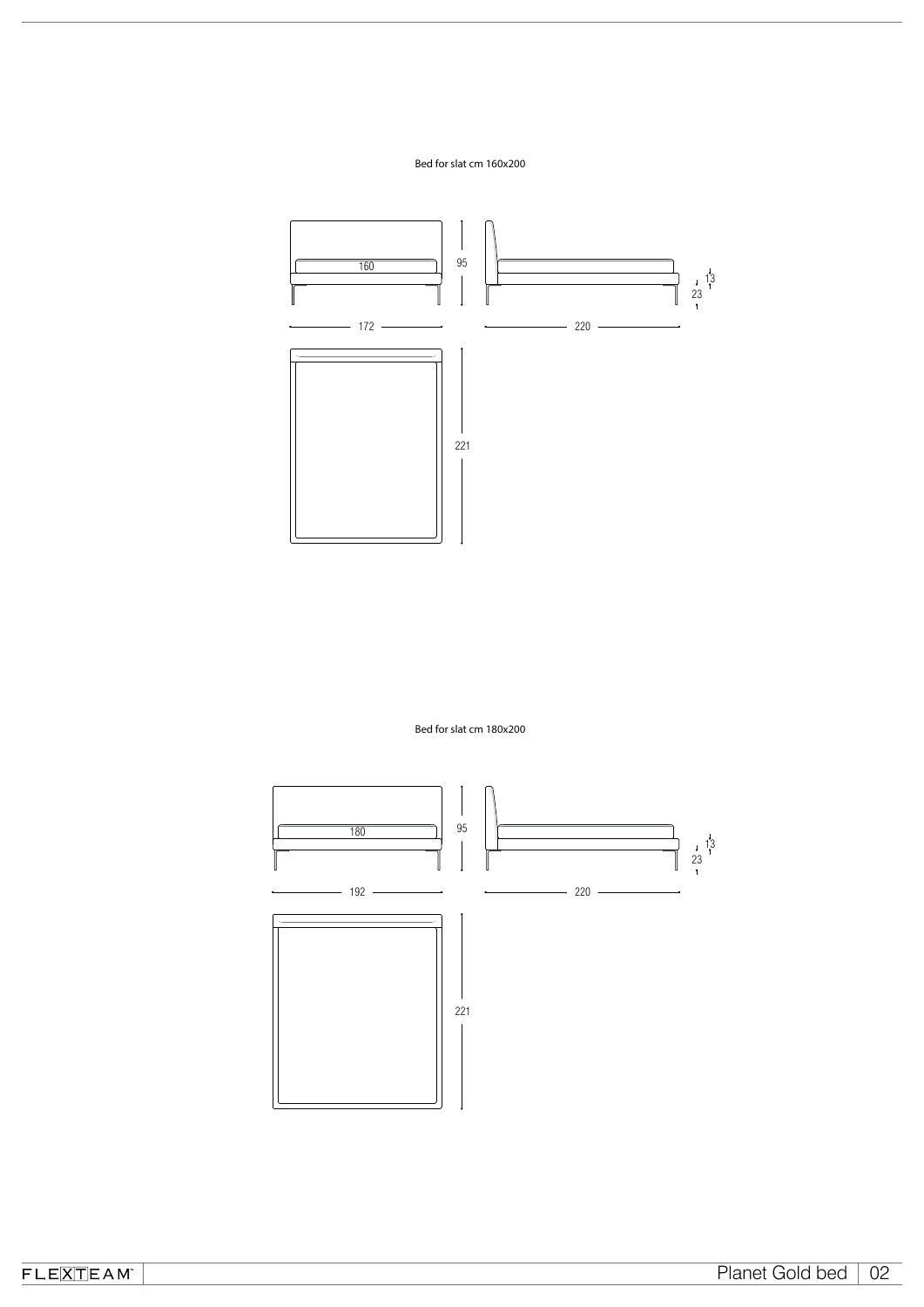Bed for slat cm 160x200

160

95

13

23

172

220

221

Bed for slat cm 180x200

180

95

13

23

192

220

221